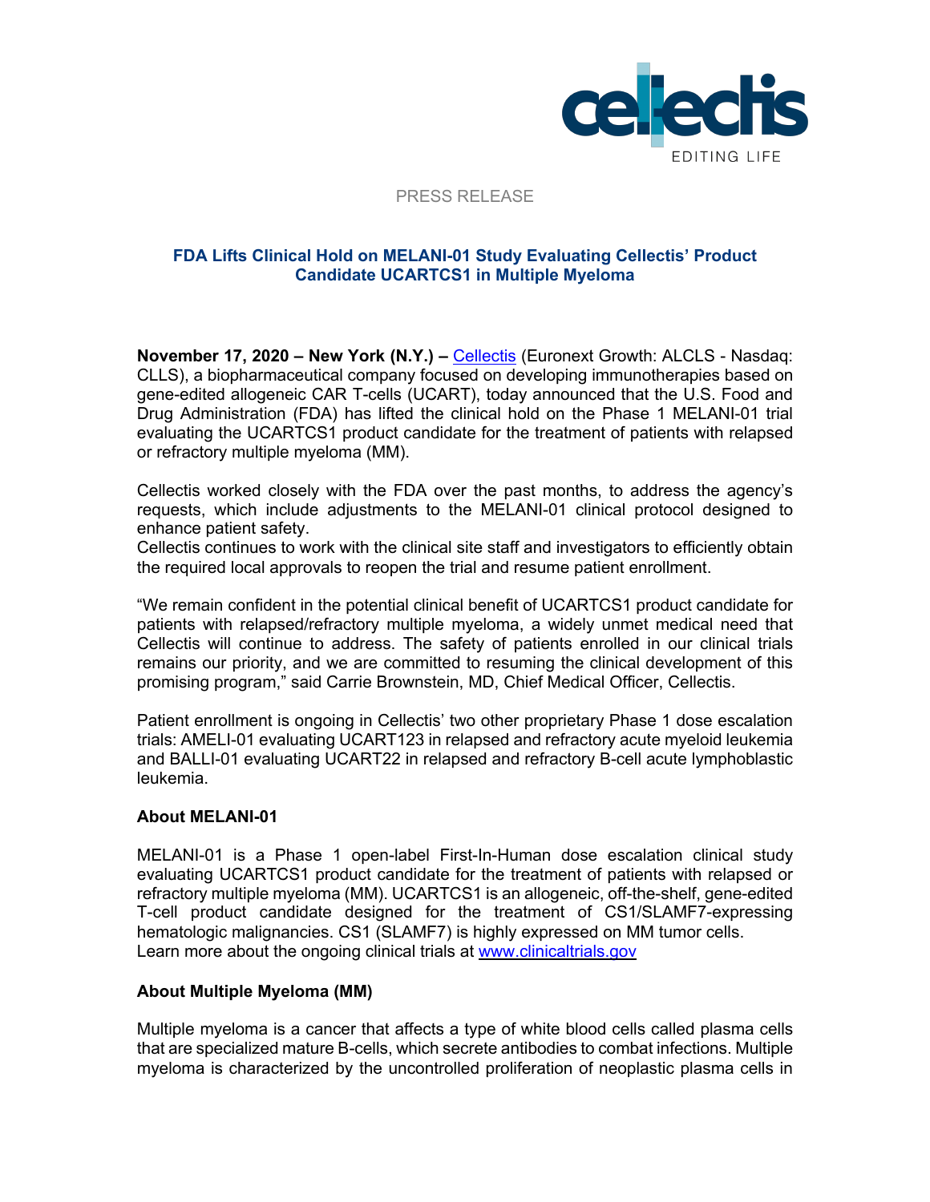PRESS RELEASE

## FDA Lifts Clinical Hold on MELANI-01 Study Evaluating Cellectis' Product Candidate UCARTCS1 in Multiple Myeloma

**November 17, 2020 – New York (N.Y.) –** Cellectis (Euronext Growth: ALCLS - Nasdaq: CLLS), a biopharmaceutical company focused on developing immunotherapies based on gene-edited allogeneic CAR T-cells (UCART), today announced that the U.S. Food and Drug Administration (FDA) has lifted the clinical hold on the Phase 1 MELANI-01 trial evaluating the UCARTCS1 product candidate for the treatment of patients with relapsed or refractory multiple myeloma (MM).

Cellectis worked closely with the FDA over the past months, to address the agency's requests, which include adjustments to the MELANI-01 clinical protocol designed to enhance patient safety.
Cellectis continues to work with the clinical site staff and investigators to efficiently obtain the required local approvals to reopen the trial and resume patient enrollment.

"We remain confident in the potential clinical benefit of UCARTCS1 product candidate for patients with relapsed/refractory multiple myeloma, a widely unmet medical need that Cellectis will continue to address. The safety of patients enrolled in our clinical trials remains our priority, and we are committed to resuming the clinical development of this promising program," said Carrie Brownstein, MD, Chief Medical Officer, Cellectis.

Patient enrollment is ongoing in Cellectis' two other proprietary Phase 1 dose escalation trials: AMELI-01 evaluating UCART123 in relapsed and refractory acute myeloid leukemia and BALLI-01 evaluating UCART22 in relapsed and refractory B-cell acute lymphoblastic leukemia.

### About MELANI-01

MELANI-01 is a Phase 1 open-label First-In-Human dose escalation clinical study evaluating UCARTCS1 product candidate for the treatment of patients with relapsed or refractory multiple myeloma (MM). UCARTCS1 is an allogeneic, off-the-shelf, gene-edited T-cell product candidate designed for the treatment of CS1/SLAMF7-expressing hematologic malignancies. CS1 (SLAMF7) is highly expressed on MM tumor cells.
Learn more about the ongoing clinical trials at www.clinicaltrials.gov

### About Multiple Myeloma (MM)

Multiple myeloma is a cancer that affects a type of white blood cells called plasma cells that are specialized mature B-cells, which secrete antibodies to combat infections. Multiple myeloma is characterized by the uncontrolled proliferation of neoplastic plasma cells in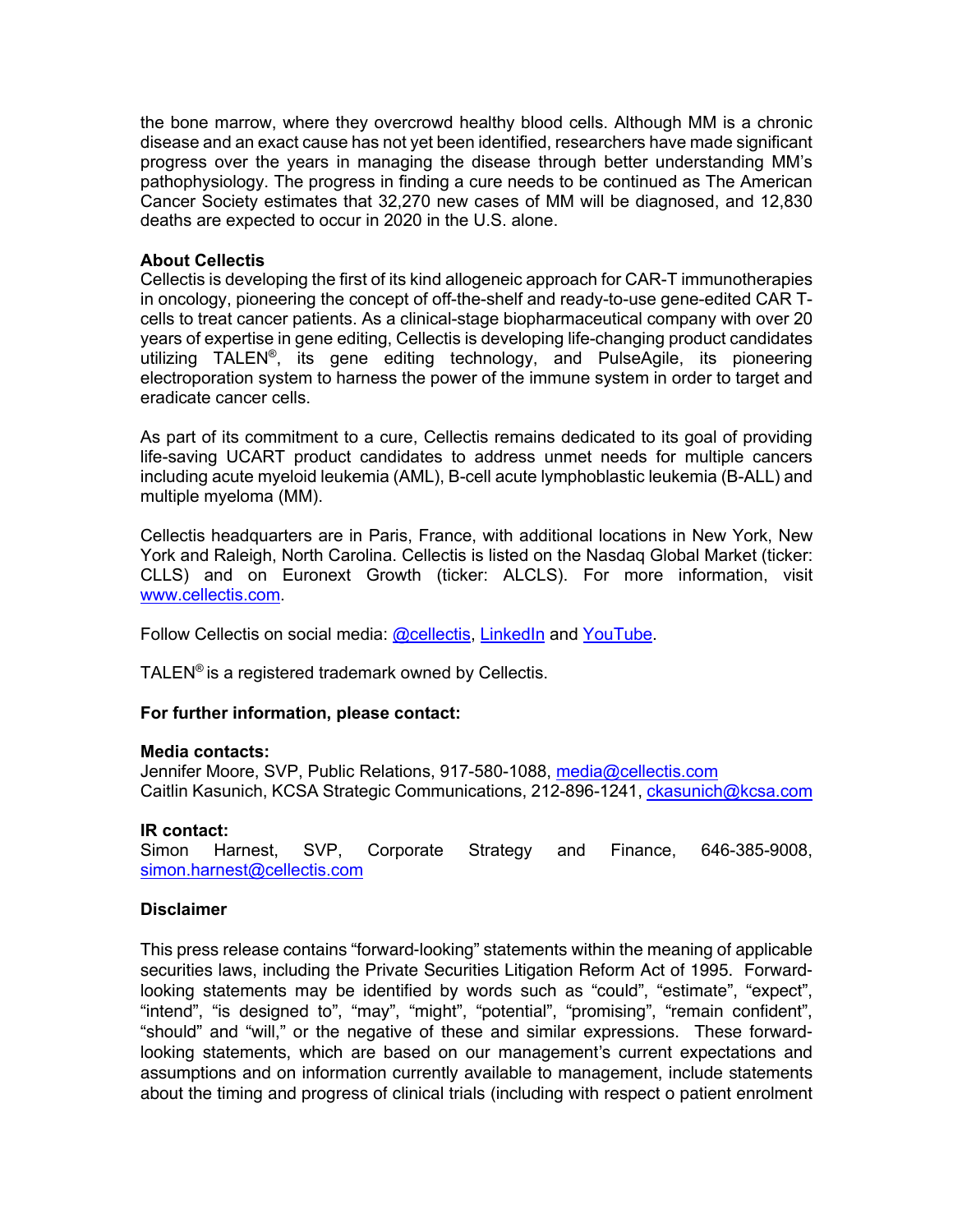the bone marrow, where they overcrowd healthy blood cells. Although MM is a chronic disease and an exact cause has not yet been identified, researchers have made significant progress over the years in managing the disease through better understanding MM's pathophysiology. The progress in finding a cure needs to be continued as The American Cancer Society estimates that 32,270 new cases of MM will be diagnosed, and 12,830 deaths are expected to occur in 2020 in the U.S. alone.

**About Cellectis**

Cellectis is developing the first of its kind allogeneic approach for CAR-T immunotherapies in oncology, pioneering the concept of off-the-shelf and ready-to-use gene-edited CAR T-cells to treat cancer patients. As a clinical-stage biopharmaceutical company with over 20 years of expertise in gene editing, Cellectis is developing life-changing product candidates utilizing TALEN®, its gene editing technology, and PulseAgile, its pioneering electroporation system to harness the power of the immune system in order to target and eradicate cancer cells.

As part of its commitment to a cure, Cellectis remains dedicated to its goal of providing life-saving UCART product candidates to address unmet needs for multiple cancers including acute myeloid leukemia (AML), B-cell acute lymphoblastic leukemia (B-ALL) and multiple myeloma (MM).

Cellectis headquarters are in Paris, France, with additional locations in New York, New York and Raleigh, North Carolina. Cellectis is listed on the Nasdaq Global Market (ticker: CLLS) and on Euronext Growth (ticker: ALCLS). For more information, visit www.cellectis.com.

Follow Cellectis on social media: @cellectis, LinkedIn and YouTube.

TALEN® is a registered trademark owned by Cellectis.

**For further information, please contact:**

**Media contacts:**
Jennifer Moore, SVP, Public Relations, 917-580-1088, media@cellectis.com
Caitlin Kasunich, KCSA Strategic Communications, 212-896-1241, ckasunich@kcsa.com

**IR contact:**
Simon Harnest, SVP, Corporate Strategy and Finance, 646-385-9008, simon.harnest@cellectis.com

**Disclaimer**

This press release contains "forward-looking" statements within the meaning of applicable securities laws, including the Private Securities Litigation Reform Act of 1995. Forward-looking statements may be identified by words such as "could", "estimate", "expect", "intend", "is designed to", "may", "might", "potential", "promising", "remain confident", "should" and "will," or the negative of these and similar expressions. These forward-looking statements, which are based on our management's current expectations and assumptions and on information currently available to management, include statements about the timing and progress of clinical trials (including with respect o patient enrolment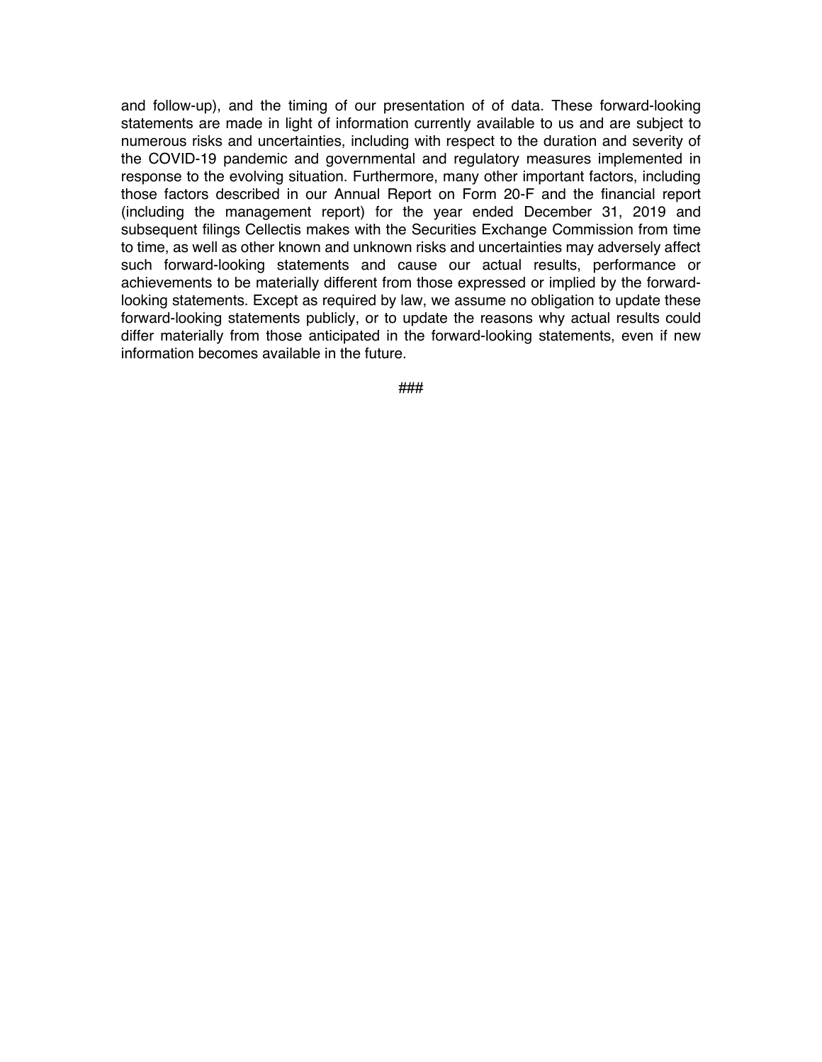and follow-up), and the timing of our presentation of of data. These forward-looking statements are made in light of information currently available to us and are subject to numerous risks and uncertainties, including with respect to the duration and severity of the COVID-19 pandemic and governmental and regulatory measures implemented in response to the evolving situation. Furthermore, many other important factors, including those factors described in our Annual Report on Form 20-F and the financial report (including the management report) for the year ended December 31, 2019 and subsequent filings Cellectis makes with the Securities Exchange Commission from time to time, as well as other known and unknown risks and uncertainties may adversely affect such forward-looking statements and cause our actual results, performance or achievements to be materially different from those expressed or implied by the forward-looking statements. Except as required by law, we assume no obligation to update these forward-looking statements publicly, or to update the reasons why actual results could differ materially from those anticipated in the forward-looking statements, even if new information becomes available in the future.

###